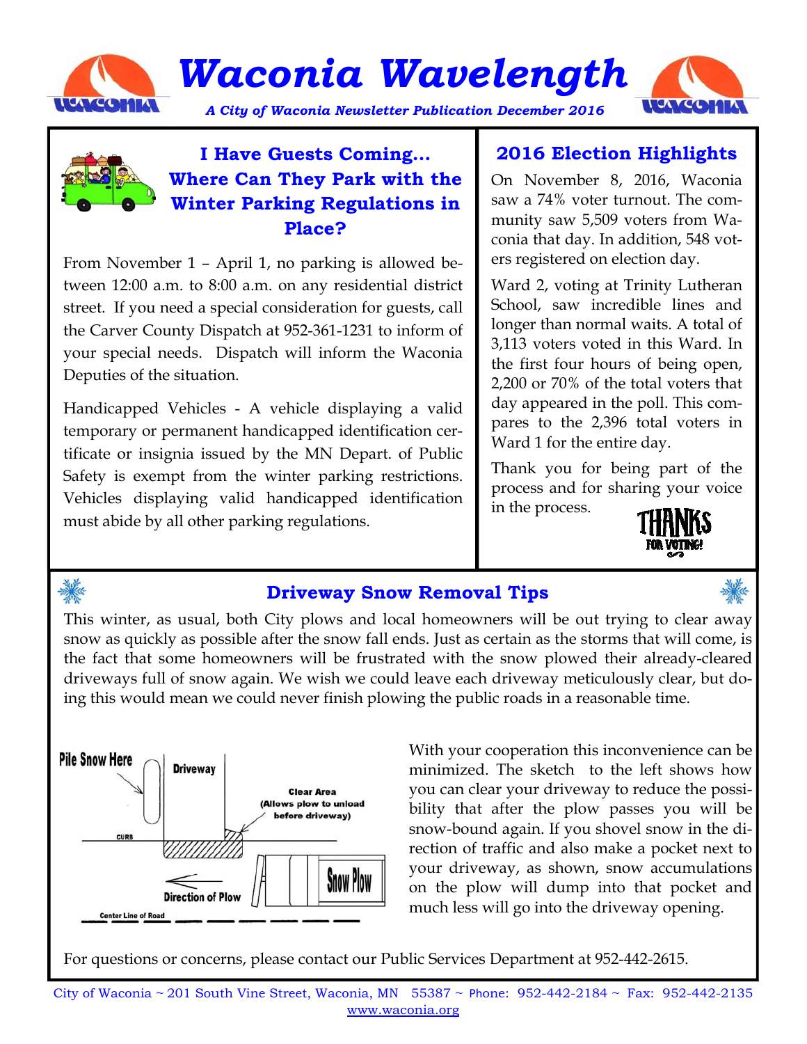# Waconia Wavelength

*A City of Waconia Newsletter Publication December 2016*

## I Have Guests Coming… Where Can They Park with the Winter Parking Regulations in Place?

From November 1 – April 1, no parking is allowed between 12:00 a.m. to 8:00 a.m. on any residential district street. If you need a special consideration for guests, call the Carver County Dispatch at 952-361-1231 to inform of your special needs. Dispatch will inform the Waconia Deputies of the situation.

Handicapped Vehicles - A vehicle displaying a valid temporary or permanent handicapped identification certificate or insignia issued by the MN Depart. of Public Safety is exempt from the winter parking restrictions. Vehicles displaying valid handicapped identification must abide by all other parking regulations.

## 2016 Election Highlights

On November 8, 2016, Waconia saw a 74% voter turnout. The community saw 5,509 voters from Waconia that day. In addition, 548 voters registered on election day.

Ward 2, voting at Trinity Lutheran School, saw incredible lines and longer than normal waits. A total of 3,113 voters voted in this Ward. In the first four hours of being open, 2,200 or 70% of the total voters that day appeared in the poll. This compares to the 2,396 total voters in Ward 1 for the entire day.

Thank you for being part of the process and for sharing your voice in the process.

THANKS FOR VOTING!

## Driveway Snow Removal Tips

This winter, as usual, both City plows and local homeowners will be out trying to clear away snow as quickly as possible after the snow fall ends. Just as certain as the storms that will come, is the fact that some homeowners will be frustrated with the snow plowed their already-cleared driveways full of snow again. We wish we could leave each driveway meticulously clear, but doing this would mean we could never finish plowing the public roads in a reasonable time.

Pile Snow Here | Driveway | Clear Area (Allows plow to unload before driveway) | CURB | Direction of Plow | Snow Plow | Center Line of Road

With your cooperation this inconvenience can be minimized. The sketch to the left shows how you can clear your driveway to reduce the possibility that after the plow passes you will be snow-bound again. If you shovel snow in the direction of traffic and also make a pocket next to your driveway, as shown, snow accumulations on the plow will dump into that pocket and much less will go into the driveway opening.

For questions or concerns, please contact our Public Services Department at 952-442-2615.

City of Waconia ~ 201 South Vine Street, Waconia, MN 55387 ~ Phone: 952-442-2184 ~ Fax: 952-442-2135
www.waconia.org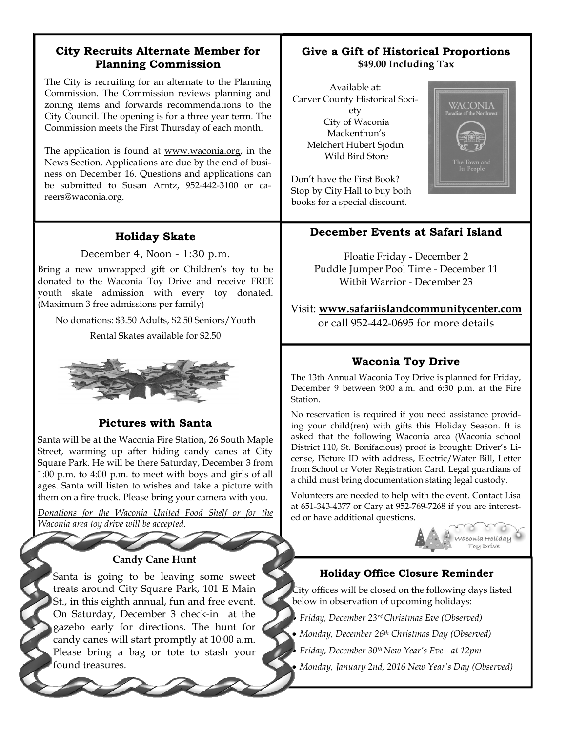## City Recruits Alternate Member for Planning Commission

The City is recruiting for an alternate to the Planning Commission. The Commission reviews planning and zoning items and forwards recommendations to the City Council. The opening is for a three year term. The Commission meets the First Thursday of each month.

The application is found at www.waconia.org, in the News Section. Applications are due by the end of business on December 16. Questions and applications can be submitted to Susan Arntz, 952-442-3100 or careers@waconia.org.

## Holiday Skate

December 4, Noon - 1:30 p.m.

Bring a new unwrapped gift or Children's toy to be donated to the Waconia Toy Drive and receive FREE youth skate admission with every toy donated. (Maximum 3 free admissions per family)

No donations: $3.50 Adults, $2.50 Seniors/Youth

Rental Skates available for $2.50

## Pictures with Santa

Santa will be at the Waconia Fire Station, 26 South Maple Street, warming up after hiding candy canes at City Square Park. He will be there Saturday, December 3 from 1:00 p.m. to 4:00 p.m. to meet with boys and girls of all ages. Santa will listen to wishes and take a picture with them on a fire truck. Please bring your camera with you.

*Donations for the Waconia United Food Shelf or for the Waconia area toy drive will be accepted.*

### Candy Cane Hunt

Santa is going to be leaving some sweet treats around City Square Park, 101 E Main St., in this eighth annual, fun and free event. On Saturday, December 3 check-in at the gazebo early for directions. The hunt for candy canes will start promptly at 10:00 a.m. Please bring a bag or tote to stash your found treasures.

## Give a Gift of Historical Proportions

**$49.00 Including Tax**

Available at:
Carver County Historical Society
City of Waconia
Mackenthun's
Melchert Hubert Sjodin
Wild Bird Store

Don't have the First Book? Stop by City Hall to buy both books for a special discount.

WACONIA
Paradise of the Northwest
The Town and Its People

## December Events at Safari Island

Floatie Friday - December 2
Puddle Jumper Pool Time - December 11
Witbit Warrior - December 23

Visit: **www.safariislandcommunitycenter.com** or call 952-442-0695 for more details

## Waconia Toy Drive

The 13th Annual Waconia Toy Drive is planned for Friday, December 9 between 9:00 a.m. and 6:30 p.m. at the Fire Station.

No reservation is required if you need assistance providing your child(ren) with gifts this Holiday Season. It is asked that the following Waconia area (Waconia school District 110, St. Bonifacious) proof is brought: Driver's License, Picture ID with address, Electric/Water Bill, Letter from School or Voter Registration Card. Legal guardians of a child must bring documentation stating legal custody.

Volunteers are needed to help with the event. Contact Lisa at 651-343-4377 or Cary at 952-769-7268 if you are interested or have additional questions.

Waconia Holiday Toy Drive

### Holiday Office Closure Reminder

City offices will be closed on the following days listed below in observation of upcoming holidays:

- *Friday, December 23rd Christmas Eve (Observed)*
- *Monday, December 26th Christmas Day (Observed)*
- *Friday, December 30th New Year's Eve - at 12pm*
- *Monday, January 2nd, 2016 New Year's Day (Observed)*